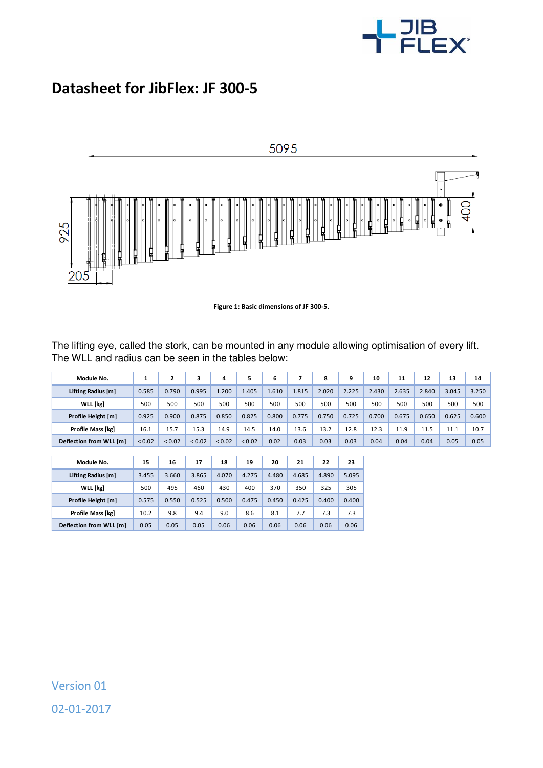# Datasheet for JibFlex: JF 300-5

Figure 1: Basic dimensions of JF 300-5.

The lifting eye, called the stork, can be mounted in any module allowing optimisation of every lift. The WLL and radius can be seen in the tables below:

| Module No. | 1 | 2 | 3 | 4 | 5 | 6 | 7 | 8 | 9 | 10 | 11 | 12 | 13 | 14 |
|---|---|---|---|---|---|---|---|---|---|---|---|---|---|---|
| Lifting Radius [m] | 0.585 | 0.790 | 0.995 | 1.200 | 1.405 | 1.610 | 1.815 | 2.020 | 2.225 | 2.430 | 2.635 | 2.840 | 3.045 | 3.250 |
| WLL [kg] | 500 | 500 | 500 | 500 | 500 | 500 | 500 | 500 | 500 | 500 | 500 | 500 | 500 | 500 |
| Profile Height [m] | 0.925 | 0.900 | 0.875 | 0.850 | 0.825 | 0.800 | 0.775 | 0.750 | 0.725 | 0.700 | 0.675 | 0.650 | 0.625 | 0.600 |
| Profile Mass [kg] | 16.1 | 15.7 | 15.3 | 14.9 | 14.5 | 14.0 | 13.6 | 13.2 | 12.8 | 12.3 | 11.9 | 11.5 | 11.1 | 10.7 |
| Deflection from WLL [m] | < 0.02 | < 0.02 | < 0.02 | < 0.02 | < 0.02 | 0.02 | 0.03 | 0.03 | 0.03 | 0.04 | 0.04 | 0.04 | 0.05 | 0.05 |

| Module No. | 15 | 16 | 17 | 18 | 19 | 20 | 21 | 22 | 23 |
|---|---|---|---|---|---|---|---|---|---|
| Lifting Radius [m] | 3.455 | 3.660 | 3.865 | 4.070 | 4.275 | 4.480 | 4.685 | 4.890 | 5.095 |
| WLL [kg] | 500 | 495 | 460 | 430 | 400 | 370 | 350 | 325 | 305 |
| Profile Height [m] | 0.575 | 0.550 | 0.525 | 0.500 | 0.475 | 0.450 | 0.425 | 0.400 | 0.400 |
| Profile Mass [kg] | 10.2 | 9.8 | 9.4 | 9.0 | 8.6 | 8.1 | 7.7 | 7.3 | 7.3 |
| Deflection from WLL [m] | 0.05 | 0.05 | 0.05 | 0.06 | 0.06 | 0.06 | 0.06 | 0.06 | 0.06 |

Version 01

02-01-2017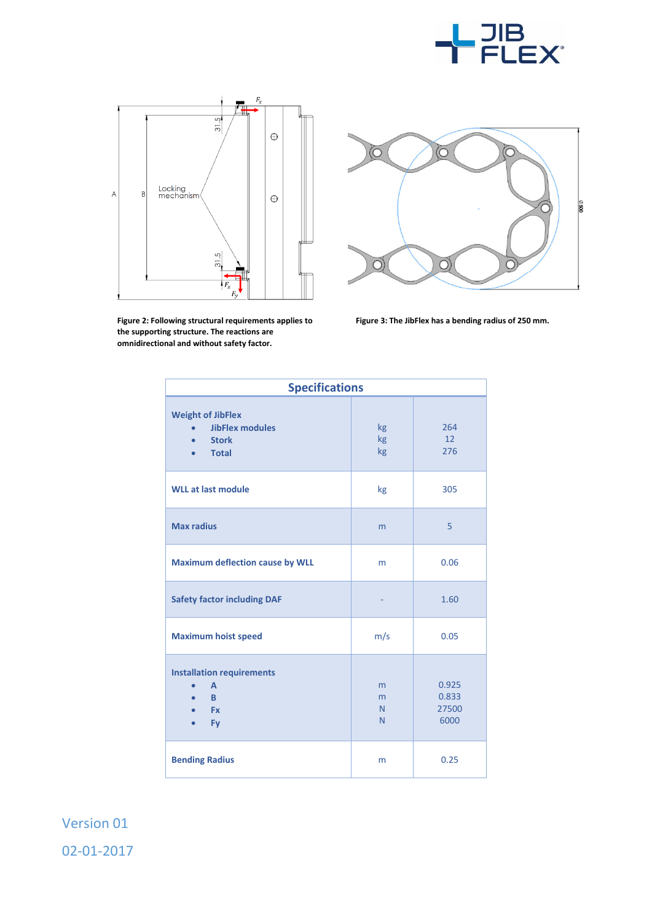A

B

Locking mechanism

31.5

31.5

$F_x$

$F_x$

$F_y$

Ø500

**Figure 2: Following structural requirements applies to the supporting structure. The reactions are omnidirectional and without safety factor.**

**Figure 3: The JibFlex has a bending radius of 250 mm.**

| Specifications | | |
|---|---|---|
| **Weight of JibFlex**<br>• **JibFlex modules**<br>• **Stork**<br>• **Total** | <br>kg<br>kg<br>kg | <br>264<br>12<br>276 |
| **WLL at last module** | kg | 305 |
| **Max radius** | m | 5 |
| **Maximum deflection cause by WLL** | m | 0.06 |
| **Safety factor including DAF** | - | 1.60 |
| **Maximum hoist speed** | m/s | 0.05 |
| **Installation requirements**<br>• **A**<br>• **B**<br>• **Fx**<br>• **Fy** | <br>m<br>m<br>N<br>N | <br>0.925<br>0.833<br>27500<br>6000 |
| **Bending Radius** | m | 0.25 |

Version 01

02-01-2017